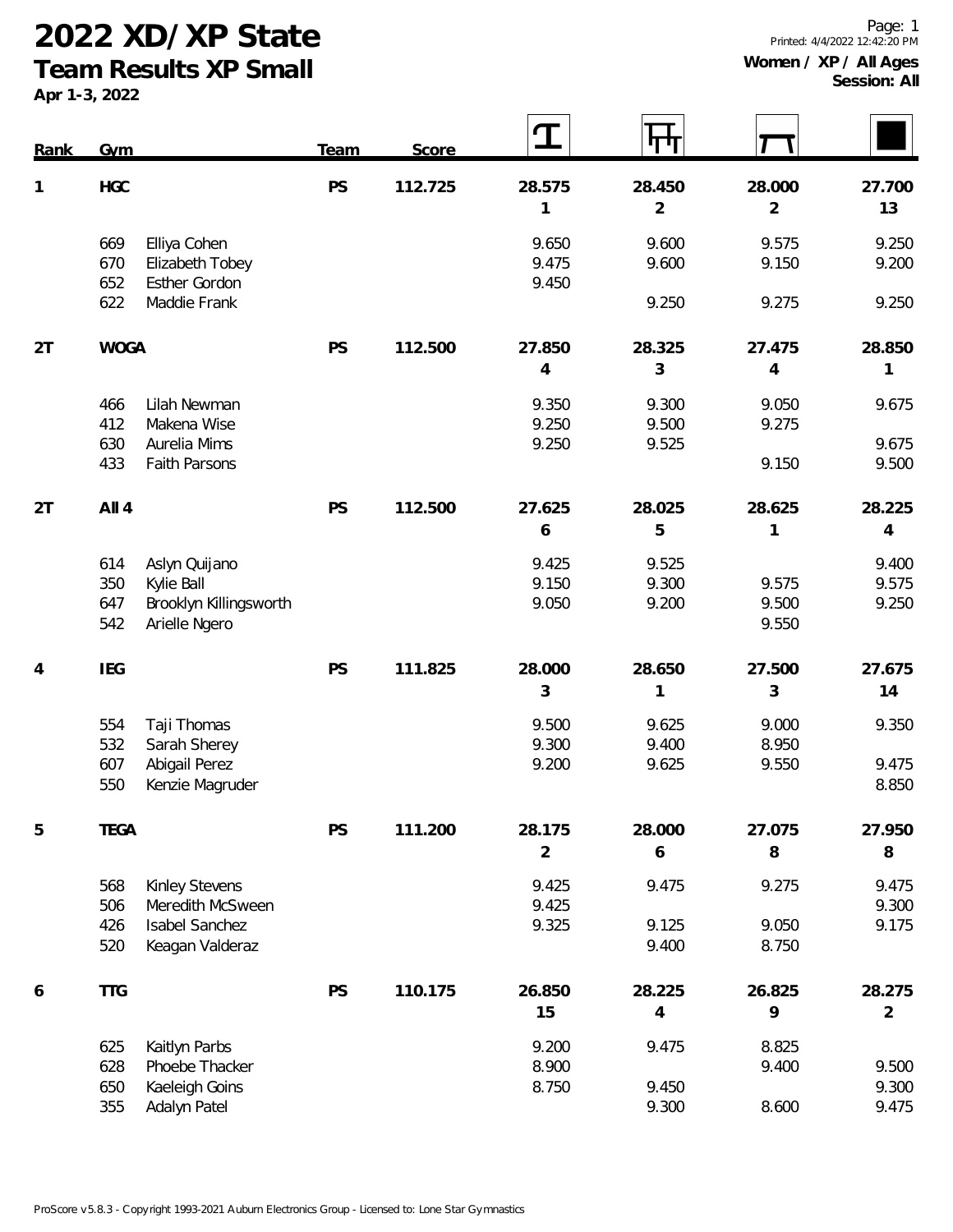# 2022 XD/XP State

## Team Results XP Small

Apr 1-3, 2022

**Women / XP / All Ages**
**Session: All**

| Rank | Gym | | Team | Score | Vault | Bars | Beam | Floor |
|---|---|---|---|---|---|---|---|---|
| 1 | HGC | | PS | 112.725 | 28.575 | 28.450 | 28.000 | 27.700 |
| | | | | | 1 | 2 | 2 | 13 |
| | 669 | Elliya Cohen | | | 9.650 | 9.600 | 9.575 | 9.250 |
| | 670 | Elizabeth Tobey | | | 9.475 | 9.600 | 9.150 | 9.200 |
| | 652 | Esther Gordon | | | 9.450 | | | |
| | 622 | Maddie Frank | | | | 9.250 | 9.275 | 9.250 |
| 2T | WOGA | | PS | 112.500 | 27.850 | 28.325 | 27.475 | 28.850 |
| | | | | | 4 | 3 | 4 | 1 |
| | 466 | Lilah Newman | | | 9.350 | 9.300 | 9.050 | 9.675 |
| | 412 | Makena Wise | | | 9.250 | 9.500 | 9.275 | |
| | 630 | Aurelia Mims | | | 9.250 | 9.525 | | 9.675 |
| | 433 | Faith Parsons | | | | | 9.150 | 9.500 |
| 2T | All 4 | | PS | 112.500 | 27.625 | 28.025 | 28.625 | 28.225 |
| | | | | | 6 | 5 | 1 | 4 |
| | 614 | Aslyn Quijano | | | 9.425 | 9.525 | | 9.400 |
| | 350 | Kylie Ball | | | 9.150 | 9.300 | 9.575 | 9.575 |
| | 647 | Brooklyn Killingsworth | | | 9.050 | 9.200 | 9.500 | 9.250 |
| | 542 | Arielle Ngero | | | | | 9.550 | |
| 4 | IEG | | PS | 111.825 | 28.000 | 28.650 | 27.500 | 27.675 |
| | | | | | 3 | 1 | 3 | 14 |
| | 554 | Taji Thomas | | | 9.500 | 9.625 | 9.000 | 9.350 |
| | 532 | Sarah Sherey | | | 9.300 | 9.400 | 8.950 | |
| | 607 | Abigail Perez | | | 9.200 | 9.625 | 9.550 | 9.475 |
| | 550 | Kenzie Magruder | | | | | | 8.850 |
| 5 | TEGA | | PS | 111.200 | 28.175 | 28.000 | 27.075 | 27.950 |
| | | | | | 2 | 6 | 8 | 8 |
| | 568 | Kinley Stevens | | | 9.425 | 9.475 | 9.275 | 9.475 |
| | 506 | Meredith McSween | | | 9.425 | | | 9.300 |
| | 426 | Isabel Sanchez | | | 9.325 | 9.125 | 9.050 | 9.175 |
| | 520 | Keagan Valderaz | | | | 9.400 | 8.750 | |
| 6 | TTG | | PS | 110.175 | 26.850 | 28.225 | 26.825 | 28.275 |
| | | | | | 15 | 4 | 9 | 2 |
| | 625 | Kaitlyn Parbs | | | 9.200 | 9.475 | 8.825 | |
| | 628 | Phoebe Thacker | | | 8.900 | | 9.400 | 9.500 |
| | 650 | Kaeleigh Goins | | | 8.750 | 9.450 | | 9.300 |
| | 355 | Adalyn Patel | | | | 9.300 | 8.600 | 9.475 |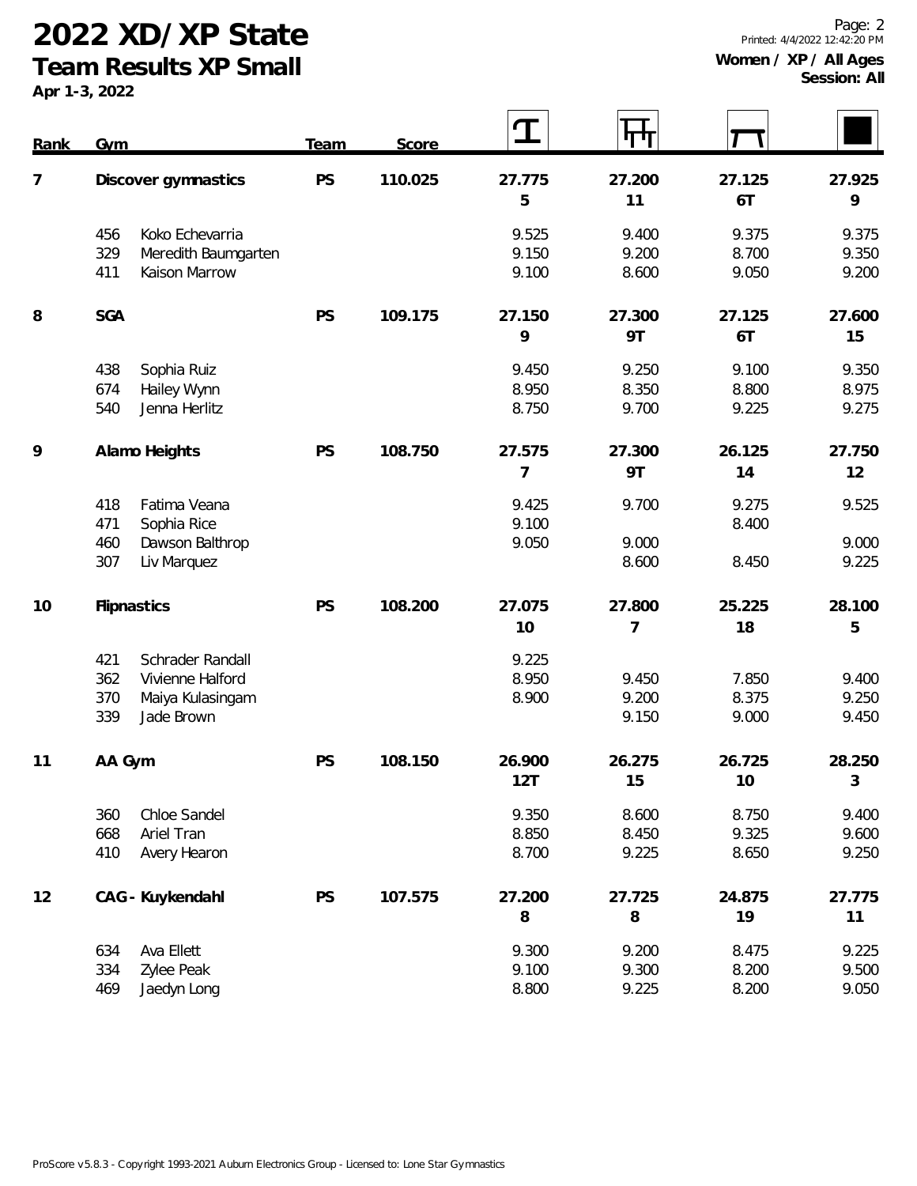# 2022 XD/XP State

## Team Results XP Small

Apr 1-3, 2022

**Women / XP / All Ages**
**Session: All**

| Rank | Gym | | Team | Score | Vault | Bars | Beam | Floor |
|---|---|---|---|---|---|---|---|---|
| 7 | Discover gymnastics | | PS | 110.025 | 27.775 | 27.200 | 27.125 | 27.925 |
| | | | | | 5 | 11 | 6T | 9 |
| | 456 | Koko Echevarria | | | 9.525 | 9.400 | 9.375 | 9.375 |
| | 329 | Meredith Baumgarten | | | 9.150 | 9.200 | 8.700 | 9.350 |
| | 411 | Kaison Marrow | | | 9.100 | 8.600 | 9.050 | 9.200 |
| 8 | SGA | | PS | 109.175 | 27.150 | 27.300 | 27.125 | 27.600 |
| | | | | | 9 | 9T | 6T | 15 |
| | 438 | Sophia Ruiz | | | 9.450 | 9.250 | 9.100 | 9.350 |
| | 674 | Hailey Wynn | | | 8.950 | 8.350 | 8.800 | 8.975 |
| | 540 | Jenna Herlitz | | | 8.750 | 9.700 | 9.225 | 9.275 |
| 9 | Alamo Heights | | PS | 108.750 | 27.575 | 27.300 | 26.125 | 27.750 |
| | | | | | 7 | 9T | 14 | 12 |
| | 418 | Fatima Veana | | | 9.425 | 9.700 | 9.275 | 9.525 |
| | 471 | Sophia Rice | | | 9.100 | | 8.400 | |
| | 460 | Dawson Balthrop | | | 9.050 | 9.000 | | 9.000 |
| | 307 | Liv Marquez | | | | 8.600 | 8.450 | 9.225 |
| 10 | Flipnastics | | PS | 108.200 | 27.075 | 27.800 | 25.225 | 28.100 |
| | | | | | 10 | 7 | 18 | 5 |
| | 421 | Schrader Randall | | | 9.225 | | | |
| | 362 | Vivienne Halford | | | 8.950 | 9.450 | 7.850 | 9.400 |
| | 370 | Maiya Kulasingam | | | 8.900 | 9.200 | 8.375 | 9.250 |
| | 339 | Jade Brown | | | | 9.150 | 9.000 | 9.450 |
| 11 | AA Gym | | PS | 108.150 | 26.900 | 26.275 | 26.725 | 28.250 |
| | | | | | 12T | 15 | 10 | 3 |
| | 360 | Chloe Sandel | | | 9.350 | 8.600 | 8.750 | 9.400 |
| | 668 | Ariel Tran | | | 8.850 | 8.450 | 9.325 | 9.600 |
| | 410 | Avery Hearon | | | 8.700 | 9.225 | 8.650 | 9.250 |
| 12 | CAG - Kuykendahl | | PS | 107.575 | 27.200 | 27.725 | 24.875 | 27.775 |
| | | | | | 8 | 8 | 19 | 11 |
| | 634 | Ava Ellett | | | 9.300 | 9.200 | 8.475 | 9.225 |
| | 334 | Zylee Peak | | | 9.100 | 9.300 | 8.200 | 9.500 |
| | 469 | Jaedyn Long | | | 8.800 | 9.225 | 8.200 | 9.050 |

ProScore v5.8.3 - Copyright 1993-2021 Auburn Electronics Group - Licensed to: Lone Star Gymnastics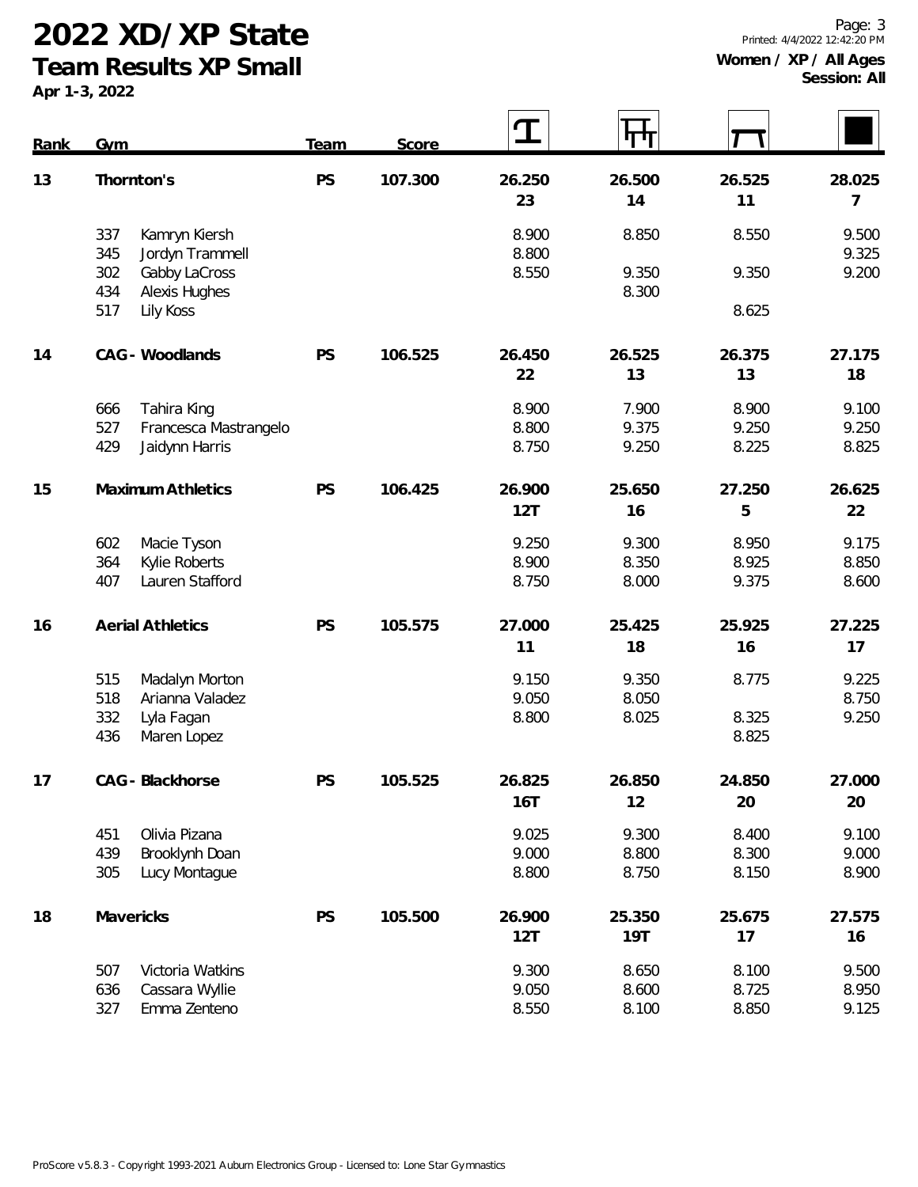# 2022 XD/XP State

## Team Results XP Small

Apr 1-3, 2022

**Women / XP / All Ages**
**Session: All**

| Rank | Gym | | Team | Score | Vault | Bars | Beam | Floor |
|---|---|---|---|---|---|---|---|---|
| 13 | **Thornton's** | | **PS** | **107.300** | **26.250**<br>**23** | **26.500**<br>**14** | **26.525**<br>**11** | **28.025**<br>**7** |
| | 337 | Kamryn Kiersh | | | 8.900 | 8.850 | 8.550 | 9.500 |
| | 345 | Jordyn Trammell | | | 8.800 | | | 9.325 |
| | 302 | Gabby LaCross | | | 8.550 | 9.350 | 9.350 | 9.200 |
| | 434 | Alexis Hughes | | | | 8.300 | | |
| | 517 | Lily Koss | | | | | 8.625 | |
| 14 | **CAG - Woodlands** | | **PS** | **106.525** | **26.450**<br>**22** | **26.525**<br>**13** | **26.375**<br>**13** | **27.175**<br>**18** |
| | 666 | Tahira King | | | 8.900 | 7.900 | 8.900 | 9.100 |
| | 527 | Francesca Mastrangelo | | | 8.800 | 9.375 | 9.250 | 9.250 |
| | 429 | Jaidynn Harris | | | 8.750 | 9.250 | 8.225 | 8.825 |
| 15 | **Maximum Athletics** | | **PS** | **106.425** | **26.900**<br>**12T** | **25.650**<br>**16** | **27.250**<br>**5** | **26.625**<br>**22** |
| | 602 | Macie Tyson | | | 9.250 | 9.300 | 8.950 | 9.175 |
| | 364 | Kylie Roberts | | | 8.900 | 8.350 | 8.925 | 8.850 |
| | 407 | Lauren Stafford | | | 8.750 | 8.000 | 9.375 | 8.600 |
| 16 | **Aerial Athletics** | | **PS** | **105.575** | **27.000**<br>**11** | **25.425**<br>**18** | **25.925**<br>**16** | **27.225**<br>**17** |
| | 515 | Madalyn Morton | | | 9.150 | 9.350 | 8.775 | 9.225 |
| | 518 | Arianna Valadez | | | 9.050 | 8.050 | | 8.750 |
| | 332 | Lyla Fagan | | | 8.800 | 8.025 | 8.325 | 9.250 |
| | 436 | Maren Lopez | | | | | 8.825 | |
| 17 | **CAG - Blackhorse** | | **PS** | **105.525** | **26.825**<br>**16T** | **26.850**<br>**12** | **24.850**<br>**20** | **27.000**<br>**20** |
| | 451 | Olivia Pizana | | | 9.025 | 9.300 | 8.400 | 9.100 |
| | 439 | Brooklynh Doan | | | 9.000 | 8.800 | 8.300 | 9.000 |
| | 305 | Lucy Montague | | | 8.800 | 8.750 | 8.150 | 8.900 |
| 18 | **Mavericks** | | **PS** | **105.500** | **26.900**<br>**12T** | **25.350**<br>**19T** | **25.675**<br>**17** | **27.575**<br>**16** |
| | 507 | Victoria Watkins | | | 9.300 | 8.650 | 8.100 | 9.500 |
| | 636 | Cassara Wyllie | | | 9.050 | 8.600 | 8.725 | 8.950 |
| | 327 | Emma Zenteno | | | 8.550 | 8.100 | 8.850 | 9.125 |

ProScore v5.8.3 - Copyright 1993-2021 Auburn Electronics Group - Licensed to: Lone Star Gymnastics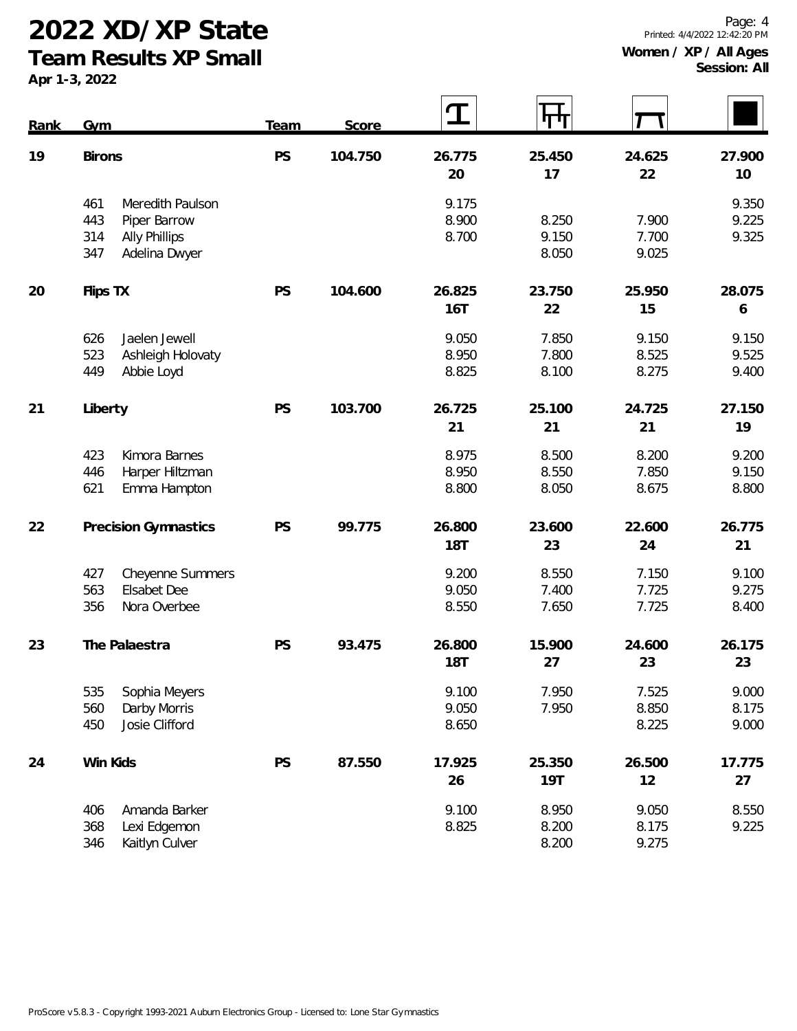# 2022 XD/XP State

## Team Results XP Small

Apr 1-3, 2022

Page: 4
Printed: 4/4/2022 12:42:20 PM

**Women / XP / All Ages**
**Session: All**

| Rank | Gym | Team | Score | Vault | Bars | Beam | Floor |
|---|---|---|---|---|---|---|---|
| **19** | **Birons** | **PS** | **104.750** | **26.775** / **20** | **25.450** / **17** | **24.625** / **22** | **27.900** / **10** |
| | 461 Meredith Paulson | | | 9.175 | | | 9.350 |
| | 443 Piper Barrow | | | 8.900 | 8.250 | 7.900 | 9.225 |
| | 314 Ally Phillips | | | 8.700 | 9.150 | 7.700 | 9.325 |
| | 347 Adelina Dwyer | | | | 8.050 | 9.025 | |
| **20** | **Flips TX** | **PS** | **104.600** | **26.825** / **16T** | **23.750** / **22** | **25.950** / **15** | **28.075** / **6** |
| | 626 Jaelen Jewell | | | 9.050 | 7.850 | 9.150 | 9.150 |
| | 523 Ashleigh Holovaty | | | 8.950 | 7.800 | 8.525 | 9.525 |
| | 449 Abbie Loyd | | | 8.825 | 8.100 | 8.275 | 9.400 |
| **21** | **Liberty** | **PS** | **103.700** | **26.725** / **21** | **25.100** / **21** | **24.725** / **21** | **27.150** / **19** |
| | 423 Kimora Barnes | | | 8.975 | 8.500 | 8.200 | 9.200 |
| | 446 Harper Hiltzman | | | 8.950 | 8.550 | 7.850 | 9.150 |
| | 621 Emma Hampton | | | 8.800 | 8.050 | 8.675 | 8.800 |
| **22** | **Precision Gymnastics** | **PS** | **99.775** | **26.800** / **18T** | **23.600** / **23** | **22.600** / **24** | **26.775** / **21** |
| | 427 Cheyenne Summers | | | 9.200 | 8.550 | 7.150 | 9.100 |
| | 563 Elsabet Dee | | | 9.050 | 7.400 | 7.725 | 9.275 |
| | 356 Nora Overbee | | | 8.550 | 7.650 | 7.725 | 8.400 |
| **23** | **The Palaestra** | **PS** | **93.475** | **26.800** / **18T** | **15.900** / **27** | **24.600** / **23** | **26.175** / **23** |
| | 535 Sophia Meyers | | | 9.100 | 7.950 | 7.525 | 9.000 |
| | 560 Darby Morris | | | 9.050 | 7.950 | 8.850 | 8.175 |
| | 450 Josie Clifford | | | 8.650 | | 8.225 | 9.000 |
| **24** | **Win Kids** | **PS** | **87.550** | **17.925** / **26** | **25.350** / **19T** | **26.500** / **12** | **17.775** / **27** |
| | 406 Amanda Barker | | | 9.100 | 8.950 | 9.050 | 8.550 |
| | 368 Lexi Edgemon | | | 8.825 | 8.200 | 8.175 | 9.225 |
| | 346 Kaitlyn Culver | | | | 8.200 | 9.275 | |

ProScore v5.8.3 - Copyright 1993-2021 Auburn Electronics Group - Licensed to: Lone Star Gymnastics